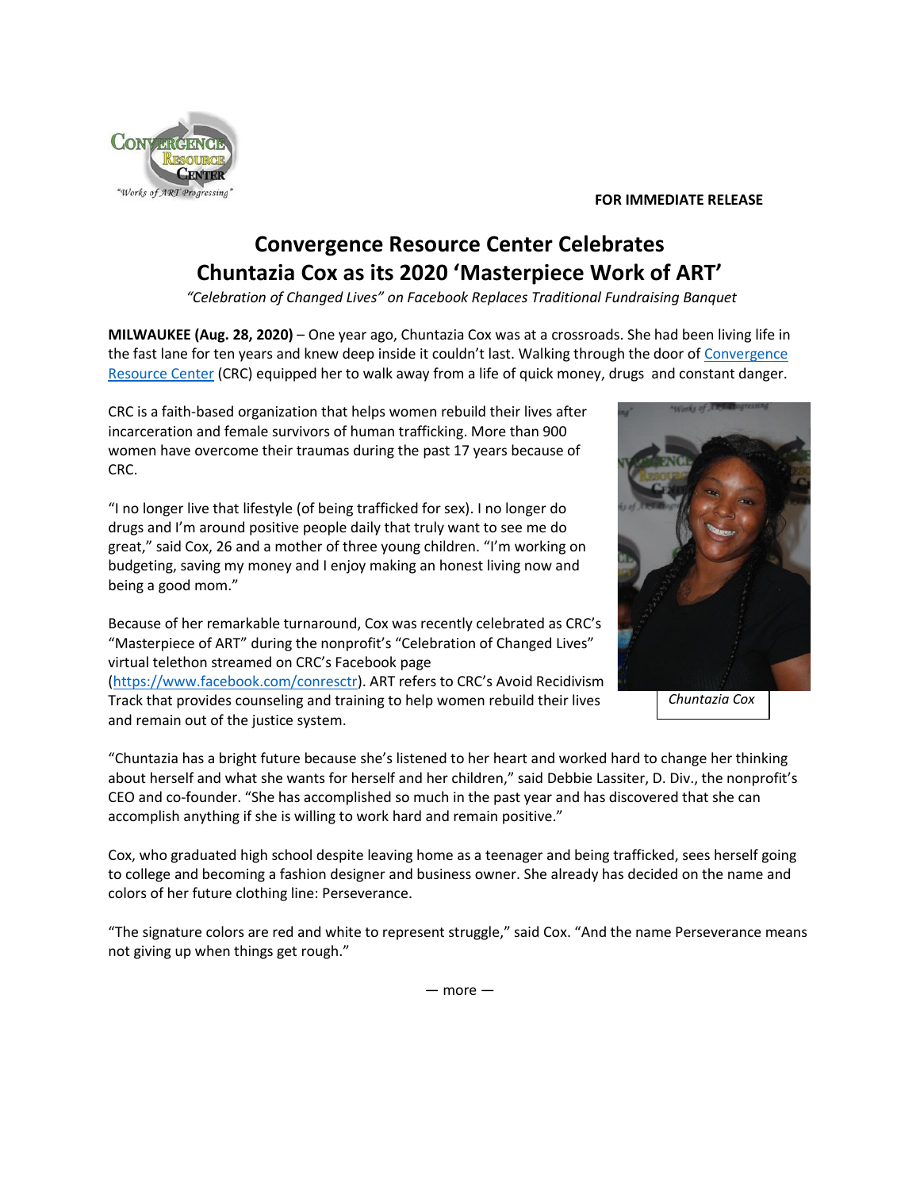**FOR IMMEDIATE RELEASE**

# Convergence Resource Center Celebrates Chuntazia Cox as its 2020 'Masterpiece Work of ART'

*"Celebration of Changed Lives" on Facebook Replaces Traditional Fundraising Banquet*

**MILWAUKEE (Aug. 28, 2020)** – One year ago, Chuntazia Cox was at a crossroads. She had been living life in the fast lane for ten years and knew deep inside it couldn't last. Walking through the door of Convergence Resource Center (CRC) equipped her to walk away from a life of quick money, drugs and constant danger.

CRC is a faith-based organization that helps women rebuild their lives after incarceration and female survivors of human trafficking. More than 900 women have overcome their traumas during the past 17 years because of CRC.

"I no longer live that lifestyle (of being trafficked for sex). I no longer do drugs and I'm around positive people daily that truly want to see me do great," said Cox, 26 and a mother of three young children. "I'm working on budgeting, saving my money and I enjoy making an honest living now and being a good mom."

Because of her remarkable turnaround, Cox was recently celebrated as CRC's "Masterpiece of ART" during the nonprofit's "Celebration of Changed Lives" virtual telethon streamed on CRC's Facebook page (https://www.facebook.com/conresctr). ART refers to CRC's Avoid Recidivism Track that provides counseling and training to help women rebuild their lives and remain out of the justice system.

*Chuntazia Cox*

"Chuntazia has a bright future because she's listened to her heart and worked hard to change her thinking about herself and what she wants for herself and her children," said Debbie Lassiter, D. Div., the nonprofit's CEO and co-founder. "She has accomplished so much in the past year and has discovered that she can accomplish anything if she is willing to work hard and remain positive."

Cox, who graduated high school despite leaving home as a teenager and being trafficked, sees herself going to college and becoming a fashion designer and business owner. She already has decided on the name and colors of her future clothing line: Perseverance.

"The signature colors are red and white to represent struggle," said Cox. "And the name Perseverance means not giving up when things get rough."

— more —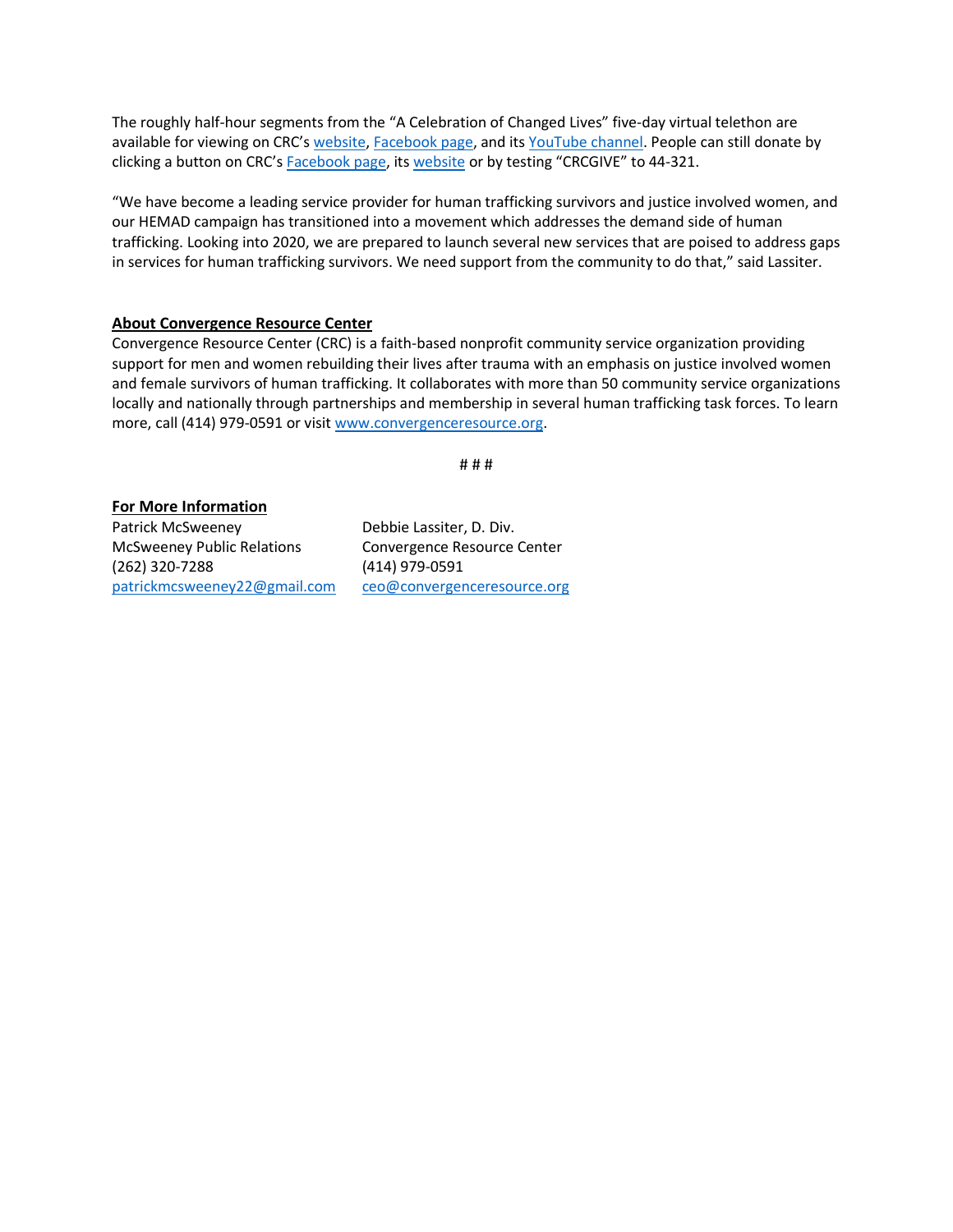The roughly half-hour segments from the "A Celebration of Changed Lives" five-day virtual telethon are available for viewing on CRC's website, Facebook page, and its YouTube channel. People can still donate by clicking a button on CRC's Facebook page, its website or by testing "CRCGIVE" to 44-321.

"We have become a leading service provider for human trafficking survivors and justice involved women, and our HEMAD campaign has transitioned into a movement which addresses the demand side of human trafficking. Looking into 2020, we are prepared to launch several new services that are poised to address gaps in services for human trafficking survivors. We need support from the community to do that," said Lassiter.

**About Convergence Resource Center**

Convergence Resource Center (CRC) is a faith-based nonprofit community service organization providing support for men and women rebuilding their lives after trauma with an emphasis on justice involved women and female survivors of human trafficking. It collaborates with more than 50 community service organizations locally and nationally through partnerships and membership in several human trafficking task forces. To learn more, call (414) 979-0591 or visit www.convergenceresource.org.

# # #

**For More Information**

Patrick McSweeney
McSweeney Public Relations
(262) 320-7288
patrickmcsweeney22@gmail.com

Debbie Lassiter, D. Div.
Convergence Resource Center
(414) 979-0591
ceo@convergenceresource.org